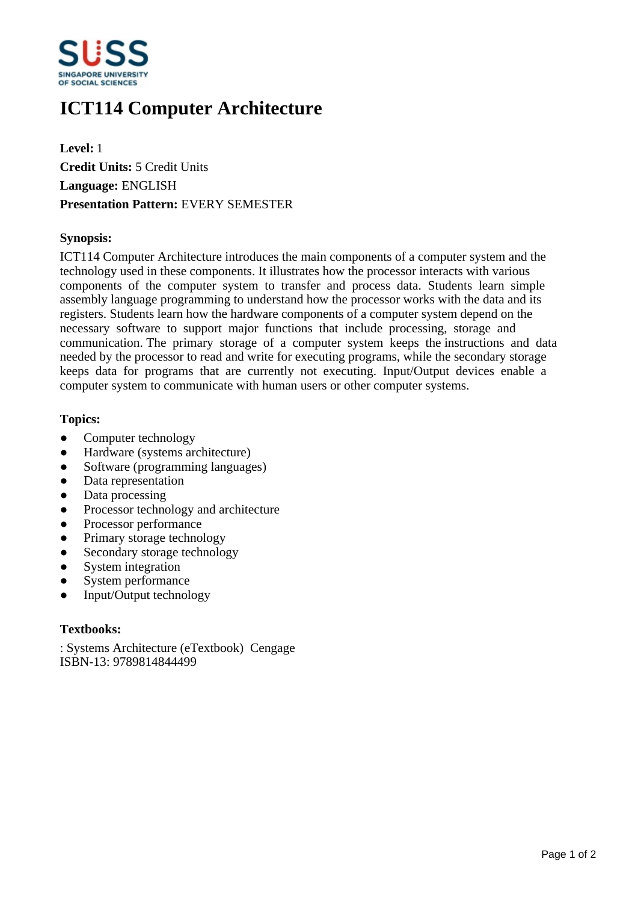# ICT114 Computer Architecture

**Level:** 1
**Credit Units:** 5 Credit Units
**Language:** ENGLISH
**Presentation Pattern:** EVERY SEMESTER

**Synopsis:**

ICT114 Computer Architecture introduces the main components of a computer system and the technology used in these components. It illustrates how the processor interacts with various components of the computer system to transfer and process data. Students learn simple assembly language programming to understand how the processor works with the data and its registers. Students learn how the hardware components of a computer system depend on the necessary software to support major functions that include processing, storage and communication. The primary storage of a computer system keeps the instructions and data needed by the processor to read and write for executing programs, while the secondary storage keeps data for programs that are currently not executing. Input/Output devices enable a computer system to communicate with human users or other computer systems.

**Topics:**

- Computer technology
- Hardware (systems architecture)
- Software (programming languages)
- Data representation
- Data processing
- Processor technology and architecture
- Processor performance
- Primary storage technology
- Secondary storage technology
- System integration
- System performance
- Input/Output technology

**Textbooks:**

: Systems Architecture (eTextbook) Cengage
ISBN-13: 9789814844499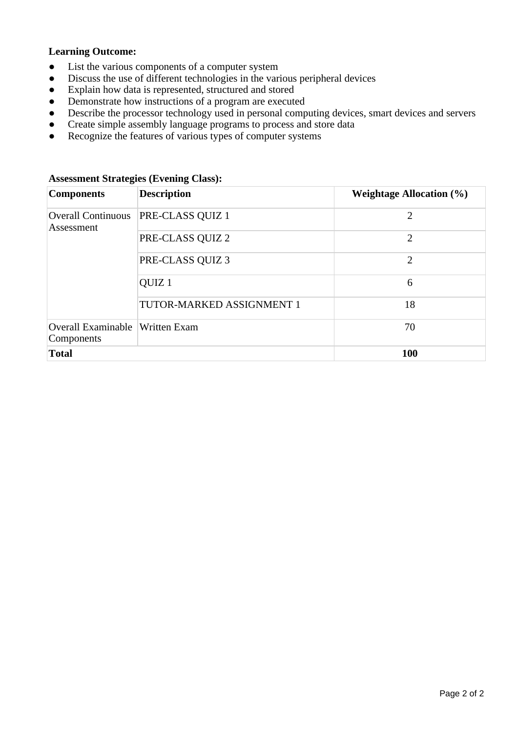**Learning Outcome:**

- List the various components of a computer system
- Discuss the use of different technologies in the various peripheral devices
- Explain how data is represented, structured and stored
- Demonstrate how instructions of a program are executed
- Describe the processor technology used in personal computing devices, smart devices and servers
- Create simple assembly language programs to process and store data
- Recognize the features of various types of computer systems

**Assessment Strategies (Evening Class):**

| Components | Description | Weightage Allocation (%) |
|---|---|---|
| Overall Continuous Assessment | PRE-CLASS QUIZ 1 | 2 |
| | PRE-CLASS QUIZ 2 | 2 |
| | PRE-CLASS QUIZ 3 | 2 |
| | QUIZ 1 | 6 |
| | TUTOR-MARKED ASSIGNMENT 1 | 18 |
| Overall Examinable Components | Written Exam | 70 |
| **Total** | | **100** |